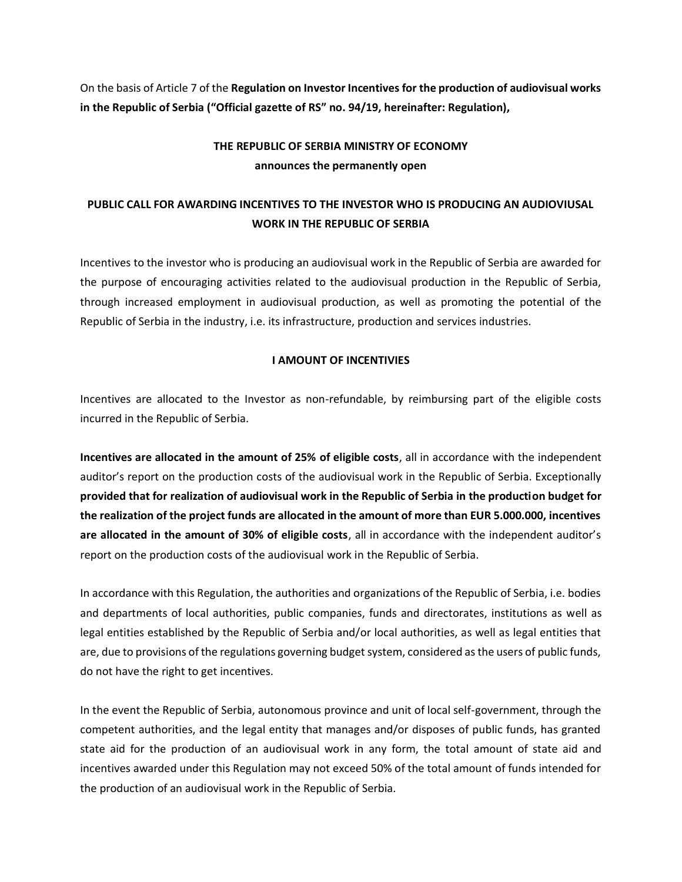On the basis of Article 7 of the **Regulation on Investor Incentives for the production of audiovisual works in the Republic of Serbia ("Official gazette of RS" no. 94/19, hereinafter: Regulation),**

**THE REPUBLIC OF SERBIA MINISTRY OF ECONOMY**
**announces the permanently open**

# PUBLIC CALL FOR AWARDING INCENTIVES TO THE INVESTOR WHO IS PRODUCING AN AUDIOVIUSAL WORK IN THE REPUBLIC OF SERBIA

Incentives to the investor who is producing an audiovisual work in the Republic of Serbia are awarded for the purpose of encouraging activities related to the audiovisual production in the Republic of Serbia, through increased employment in audiovisual production, as well as promoting the potential of the Republic of Serbia in the industry, i.e. its infrastructure, production and services industries.

## I AMOUNT OF INCENTIVIES

Incentives are allocated to the Investor as non-refundable, by reimbursing part of the eligible costs incurred in the Republic of Serbia.

**Incentives are allocated in the amount of 25% of eligible costs**, all in accordance with the independent auditor's report on the production costs of the audiovisual work in the Republic of Serbia. Exceptionally **provided that for realization of audiovisual work in the Republic of Serbia in the production budget for the realization of the project funds are allocated in the amount of more than EUR 5.000.000, incentives are allocated in the amount of 30% of eligible costs**, all in accordance with the independent auditor's report on the production costs of the audiovisual work in the Republic of Serbia.

In accordance with this Regulation, the authorities and organizations of the Republic of Serbia, i.e. bodies and departments of local authorities, public companies, funds and directorates, institutions as well as legal entities established by the Republic of Serbia and/or local authorities, as well as legal entities that are, due to provisions of the regulations governing budget system, considered as the users of public funds, do not have the right to get incentives.

In the event the Republic of Serbia, autonomous province and unit of local self-government, through the competent authorities, and the legal entity that manages and/or disposes of public funds, has granted state aid for the production of an audiovisual work in any form, the total amount of state aid and incentives awarded under this Regulation may not exceed 50% of the total amount of funds intended for the production of an audiovisual work in the Republic of Serbia.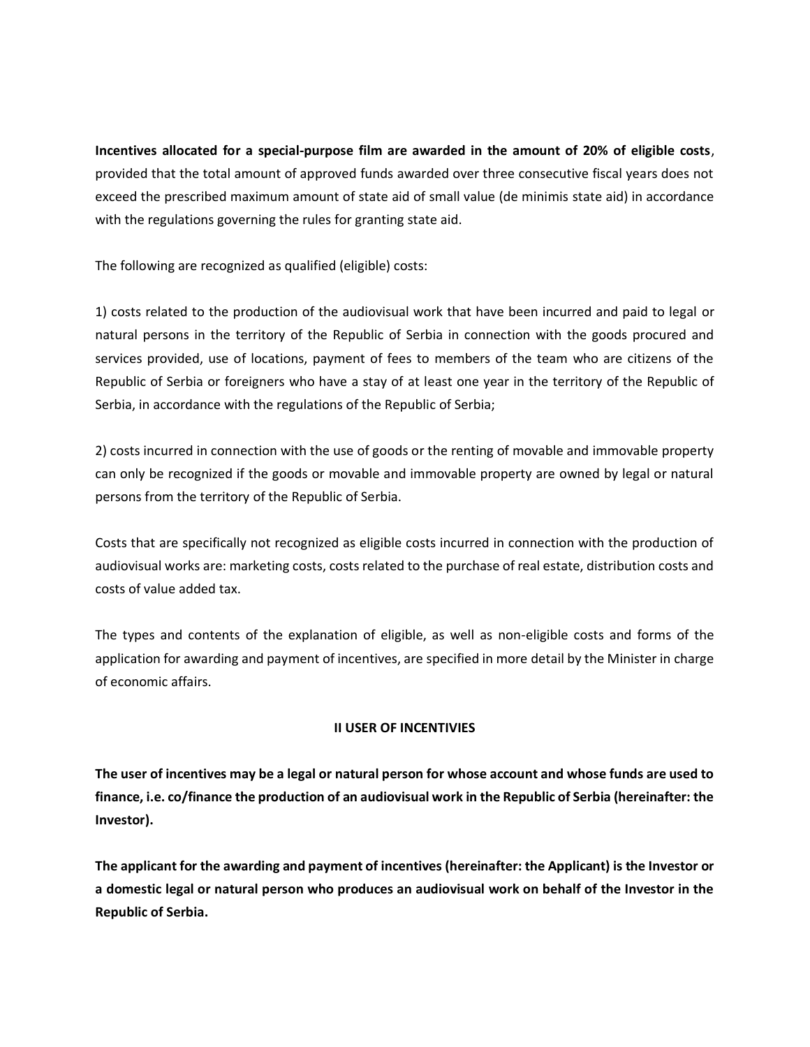**Incentives allocated for a special-purpose film are awarded in the amount of 20% of eligible costs**, provided that the total amount of approved funds awarded over three consecutive fiscal years does not exceed the prescribed maximum amount of state aid of small value (de minimis state aid) in accordance with the regulations governing the rules for granting state aid.

The following are recognized as qualified (eligible) costs:

1) costs related to the production of the audiovisual work that have been incurred and paid to legal or natural persons in the territory of the Republic of Serbia in connection with the goods procured and services provided, use of locations, payment of fees to members of the team who are citizens of the Republic of Serbia or foreigners who have a stay of at least one year in the territory of the Republic of Serbia, in accordance with the regulations of the Republic of Serbia;

2) costs incurred in connection with the use of goods or the renting of movable and immovable property can only be recognized if the goods or movable and immovable property are owned by legal or natural persons from the territory of the Republic of Serbia.

Costs that are specifically not recognized as eligible costs incurred in connection with the production of audiovisual works are: marketing costs, costs related to the purchase of real estate, distribution costs and costs of value added tax.

The types and contents of the explanation of eligible, as well as non-eligible costs and forms of the application for awarding and payment of incentives, are specified in more detail by the Minister in charge of economic affairs.

## II USER OF INCENTIVIES

**The user of incentives may be a legal or natural person for whose account and whose funds are used to finance, i.e. co/finance the production of an audiovisual work in the Republic of Serbia (hereinafter: the Investor).**

**The applicant for the awarding and payment of incentives (hereinafter: the Applicant) is the Investor or a domestic legal or natural person who produces an audiovisual work on behalf of the Investor in the Republic of Serbia.**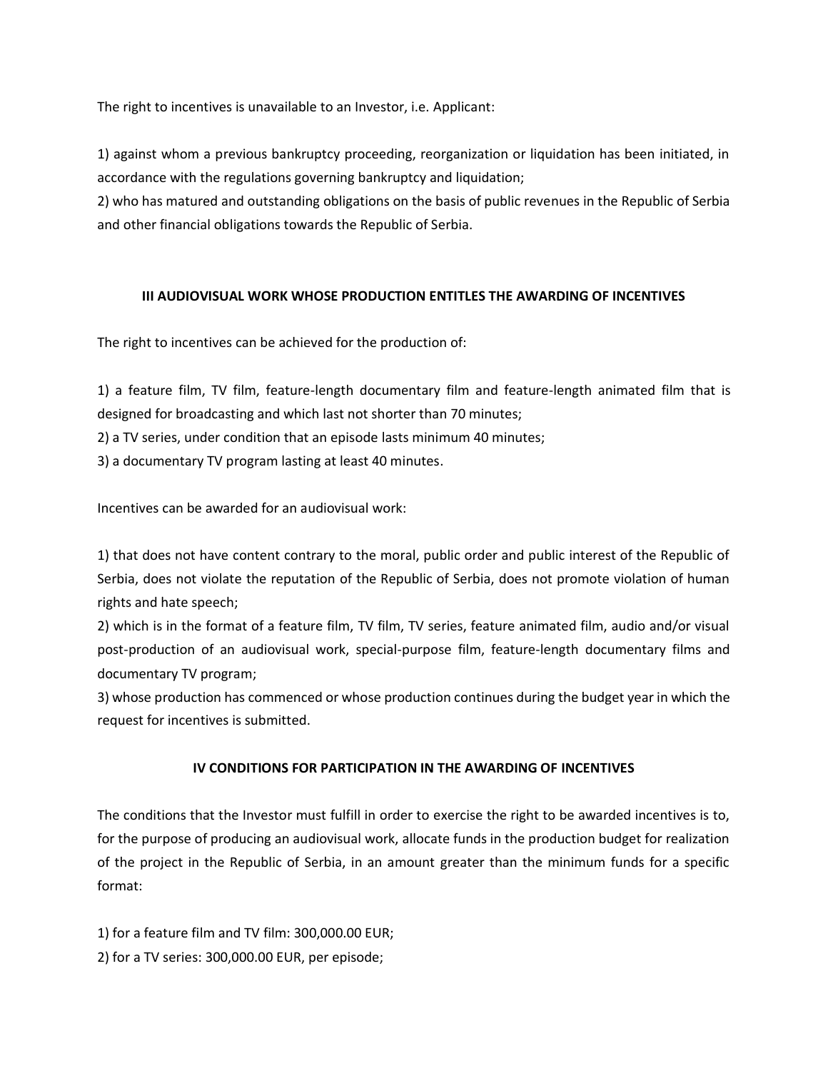The right to incentives is unavailable to an Investor, i.e. Applicant:

1) against whom a previous bankruptcy proceeding, reorganization or liquidation has been initiated, in accordance with the regulations governing bankruptcy and liquidation;
2) who has matured and outstanding obligations on the basis of public revenues in the Republic of Serbia and other financial obligations towards the Republic of Serbia.

## III AUDIOVISUAL WORK WHOSE PRODUCTION ENTITLES THE AWARDING OF INCENTIVES

The right to incentives can be achieved for the production of:

1) a feature film, TV film, feature-length documentary film and feature-length animated film that is designed for broadcasting and which last not shorter than 70 minutes;
2) a TV series, under condition that an episode lasts minimum 40 minutes;
3) a documentary TV program lasting at least 40 minutes.

Incentives can be awarded for an audiovisual work:

1) that does not have content contrary to the moral, public order and public interest of the Republic of Serbia, does not violate the reputation of the Republic of Serbia, does not promote violation of human rights and hate speech;
2) which is in the format of a feature film, TV film, TV series, feature animated film, audio and/or visual post-production of an audiovisual work, special-purpose film, feature-length documentary films and documentary TV program;
3) whose production has commenced or whose production continues during the budget year in which the request for incentives is submitted.

## IV CONDITIONS FOR PARTICIPATION IN THE AWARDING OF INCENTIVES

The conditions that the Investor must fulfill in order to exercise the right to be awarded incentives is to, for the purpose of producing an audiovisual work, allocate funds in the production budget for realization of the project in the Republic of Serbia, in an amount greater than the minimum funds for a specific format:

1) for a feature film and TV film: 300,000.00 EUR;
2) for a TV series: 300,000.00 EUR, per episode;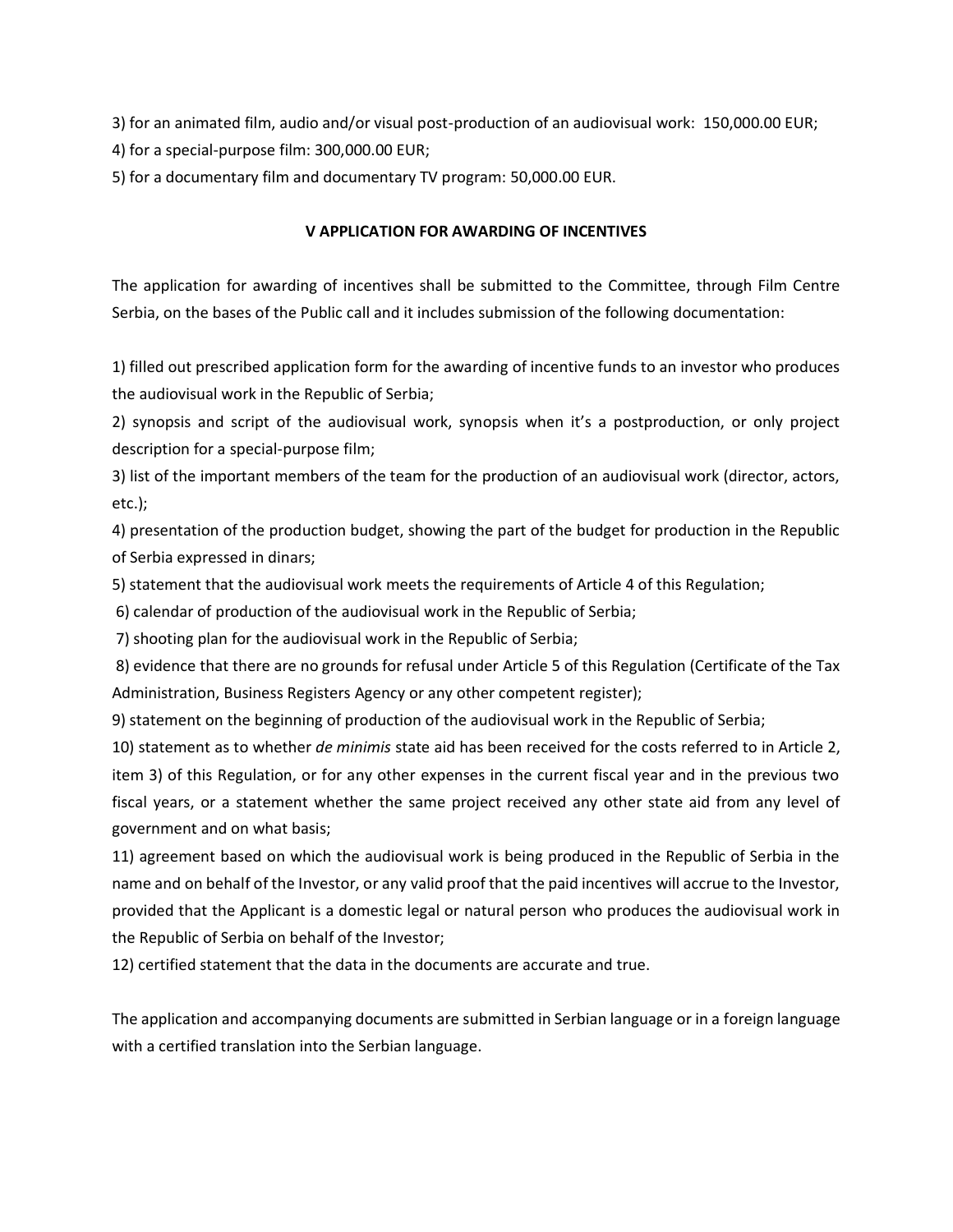3) for an animated film, audio and/or visual post-production of an audiovisual work: 150,000.00 EUR;

4) for a special-purpose film: 300,000.00 EUR;

5) for a documentary film and documentary TV program: 50,000.00 EUR.

## V APPLICATION FOR AWARDING OF INCENTIVES

The application for awarding of incentives shall be submitted to the Committee, through Film Centre Serbia, on the bases of the Public call and it includes submission of the following documentation:

1) filled out prescribed application form for the awarding of incentive funds to an investor who produces the audiovisual work in the Republic of Serbia;

2) synopsis and script of the audiovisual work, synopsis when it's a postproduction, or only project description for a special-purpose film;

3) list of the important members of the team for the production of an audiovisual work (director, actors, etc.);

4) presentation of the production budget, showing the part of the budget for production in the Republic of Serbia expressed in dinars;

5) statement that the audiovisual work meets the requirements of Article 4 of this Regulation;

6) calendar of production of the audiovisual work in the Republic of Serbia;

7) shooting plan for the audiovisual work in the Republic of Serbia;

8) evidence that there are no grounds for refusal under Article 5 of this Regulation (Certificate of the Tax Administration, Business Registers Agency or any other competent register);

9) statement on the beginning of production of the audiovisual work in the Republic of Serbia;

10) statement as to whether *de minimis* state aid has been received for the costs referred to in Article 2, item 3) of this Regulation, or for any other expenses in the current fiscal year and in the previous two fiscal years, or a statement whether the same project received any other state aid from any level of government and on what basis;

11) agreement based on which the audiovisual work is being produced in the Republic of Serbia in the name and on behalf of the Investor, or any valid proof that the paid incentives will accrue to the Investor, provided that the Applicant is a domestic legal or natural person who produces the audiovisual work in the Republic of Serbia on behalf of the Investor;

12) certified statement that the data in the documents are accurate and true.

The application and accompanying documents are submitted in Serbian language or in a foreign language with a certified translation into the Serbian language.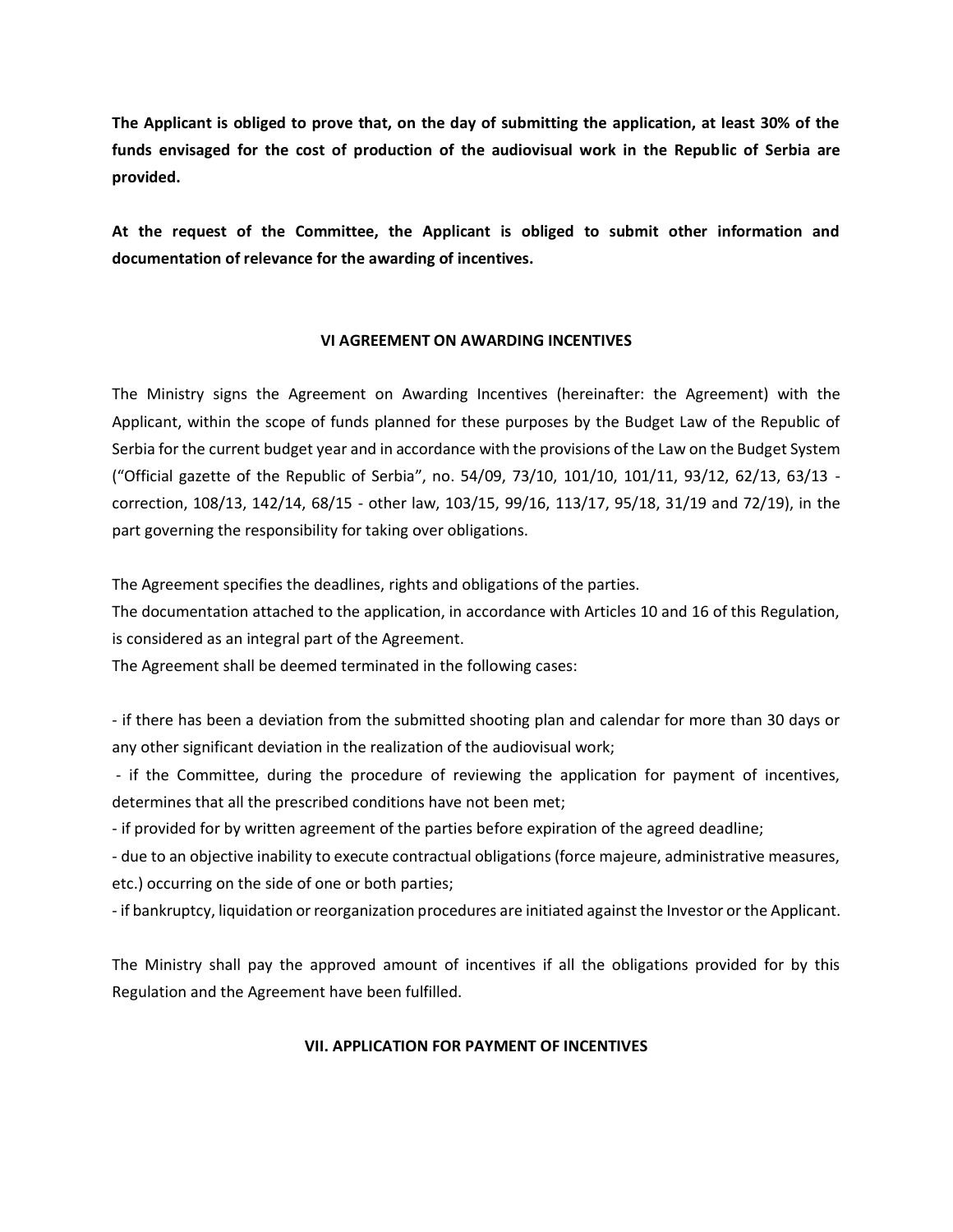**The Applicant is obliged to prove that, on the day of submitting the application, at least 30% of the funds envisaged for the cost of production of the audiovisual work in the Republic of Serbia are provided.**

**At the request of the Committee, the Applicant is obliged to submit other information and documentation of relevance for the awarding of incentives.**

## VI AGREEMENT ON AWARDING INCENTIVES

The Ministry signs the Agreement on Awarding Incentives (hereinafter: the Agreement) with the Applicant, within the scope of funds planned for these purposes by the Budget Law of the Republic of Serbia for the current budget year and in accordance with the provisions of the Law on the Budget System ("Official gazette of the Republic of Serbia", no. 54/09, 73/10, 101/10, 101/11, 93/12, 62/13, 63/13 - correction, 108/13, 142/14, 68/15 - other law, 103/15, 99/16, 113/17, 95/18, 31/19 and 72/19), in the part governing the responsibility for taking over obligations.

The Agreement specifies the deadlines, rights and obligations of the parties.
The documentation attached to the application, in accordance with Articles 10 and 16 of this Regulation, is considered as an integral part of the Agreement.
The Agreement shall be deemed terminated in the following cases:

- if there has been a deviation from the submitted shooting plan and calendar for more than 30 days or any other significant deviation in the realization of the audiovisual work;
- if the Committee, during the procedure of reviewing the application for payment of incentives, determines that all the prescribed conditions have not been met;
- if provided for by written agreement of the parties before expiration of the agreed deadline;
- due to an objective inability to execute contractual obligations (force majeure, administrative measures, etc.) occurring on the side of one or both parties;
- if bankruptcy, liquidation or reorganization procedures are initiated against the Investor or the Applicant.

The Ministry shall pay the approved amount of incentives if all the obligations provided for by this Regulation and the Agreement have been fulfilled.

## VII. APPLICATION FOR PAYMENT OF INCENTIVES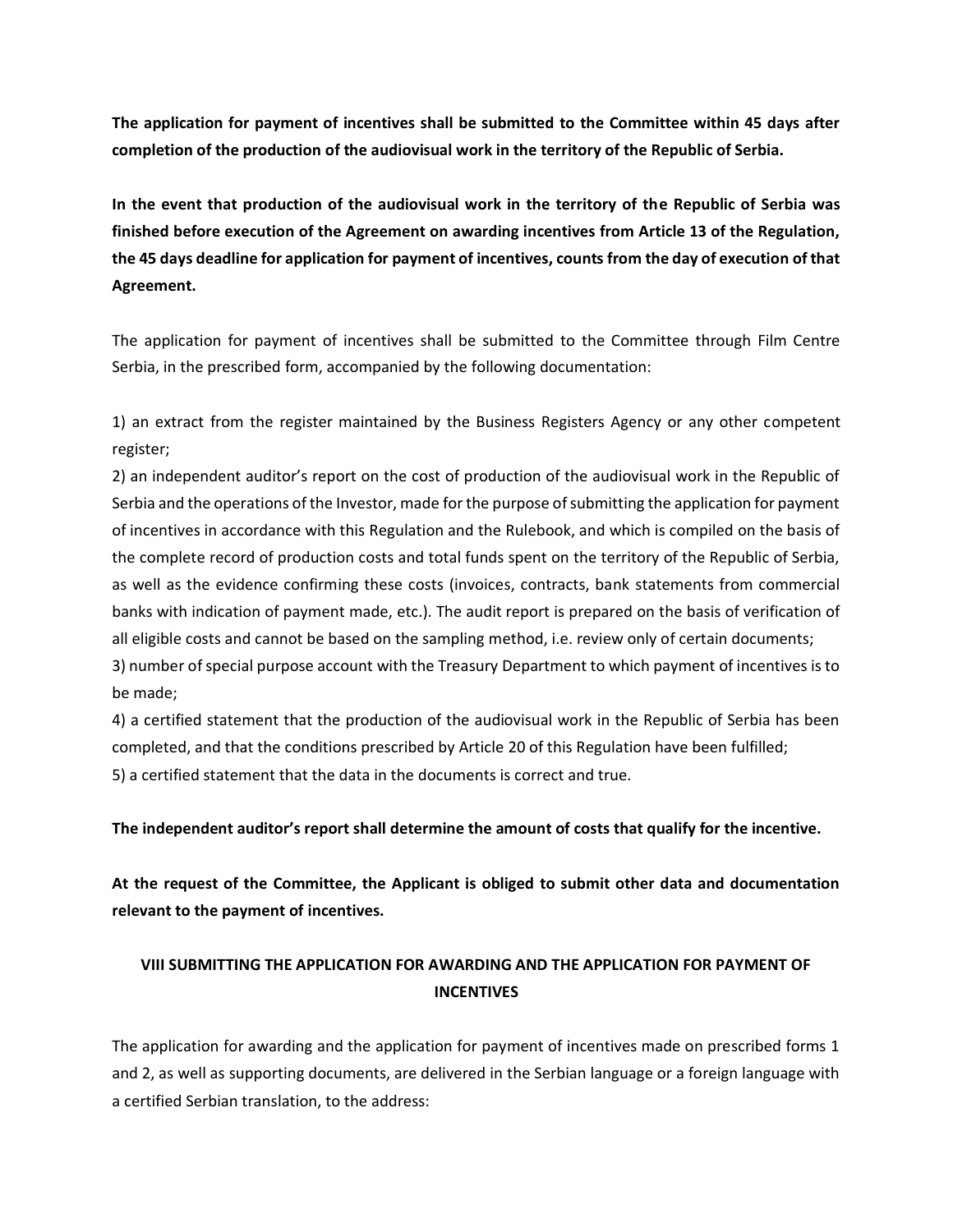**The application for payment of incentives shall be submitted to the Committee within 45 days after completion of the production of the audiovisual work in the territory of the Republic of Serbia.**

**In the event that production of the audiovisual work in the territory of the Republic of Serbia was finished before execution of the Agreement on awarding incentives from Article 13 of the Regulation, the 45 days deadline for application for payment of incentives, counts from the day of execution of that Agreement.**

The application for payment of incentives shall be submitted to the Committee through Film Centre Serbia, in the prescribed form, accompanied by the following documentation:

1) an extract from the register maintained by the Business Registers Agency or any other competent register;
2) an independent auditor's report on the cost of production of the audiovisual work in the Republic of Serbia and the operations of the Investor, made for the purpose of submitting the application for payment of incentives in accordance with this Regulation and the Rulebook, and which is compiled on the basis of the complete record of production costs and total funds spent on the territory of the Republic of Serbia, as well as the evidence confirming these costs (invoices, contracts, bank statements from commercial banks with indication of payment made, etc.). The audit report is prepared on the basis of verification of all eligible costs and cannot be based on the sampling method, i.e. review only of certain documents;
3) number of special purpose account with the Treasury Department to which payment of incentives is to be made;
4) a certified statement that the production of the audiovisual work in the Republic of Serbia has been completed, and that the conditions prescribed by Article 20 of this Regulation have been fulfilled;
5) a certified statement that the data in the documents is correct and true.

**The independent auditor's report shall determine the amount of costs that qualify for the incentive.**

**At the request of the Committee, the Applicant is obliged to submit other data and documentation relevant to the payment of incentives.**

## VIII SUBMITTING THE APPLICATION FOR AWARDING AND THE APPLICATION FOR PAYMENT OF INCENTIVES

The application for awarding and the application for payment of incentives made on prescribed forms 1 and 2, as well as supporting documents, are delivered in the Serbian language or a foreign language with a certified Serbian translation, to the address: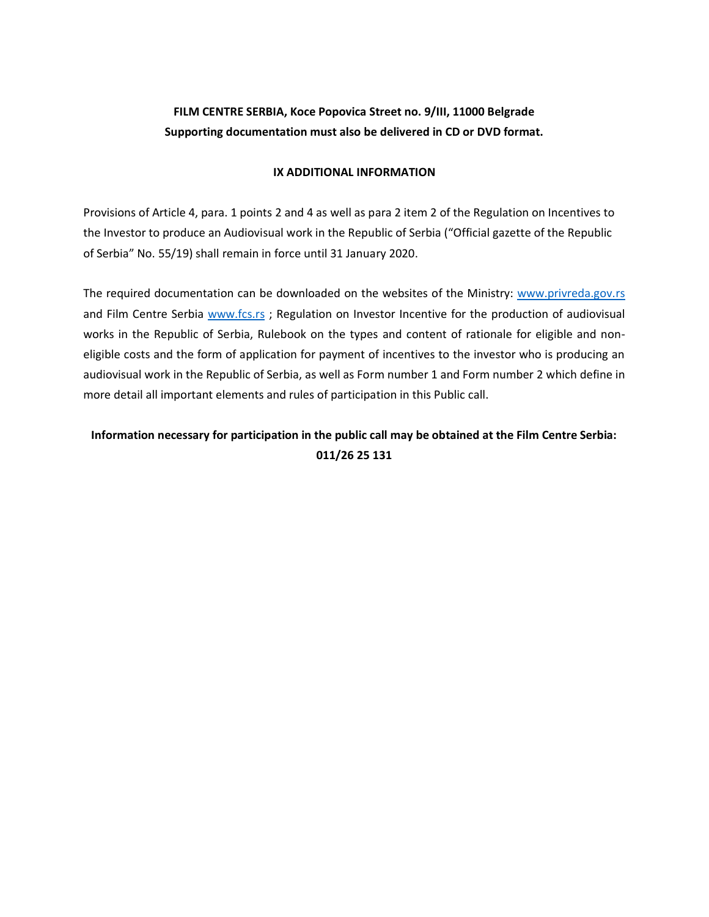**FILM CENTRE SERBIA, Koce Popovica Street no. 9/III, 11000 Belgrade**
**Supporting documentation must also be delivered in CD or DVD format.**

## IX ADDITIONAL INFORMATION

Provisions of Article 4, para. 1 points 2 and 4 as well as para 2 item 2 of the Regulation on Incentives to the Investor to produce an Audiovisual work in the Republic of Serbia ("Official gazette of the Republic of Serbia" No. 55/19) shall remain in force until 31 January 2020.

The required documentation can be downloaded on the websites of the Ministry: www.privreda.gov.rs and Film Centre Serbia www.fcs.rs ; Regulation on Investor Incentive for the production of audiovisual works in the Republic of Serbia, Rulebook on the types and content of rationale for eligible and non-eligible costs and the form of application for payment of incentives to the investor who is producing an audiovisual work in the Republic of Serbia, as well as Form number 1 and Form number 2 which define in more detail all important elements and rules of participation in this Public call.

**Information necessary for participation in the public call may be obtained at the Film Centre Serbia: 011/26 25 131**